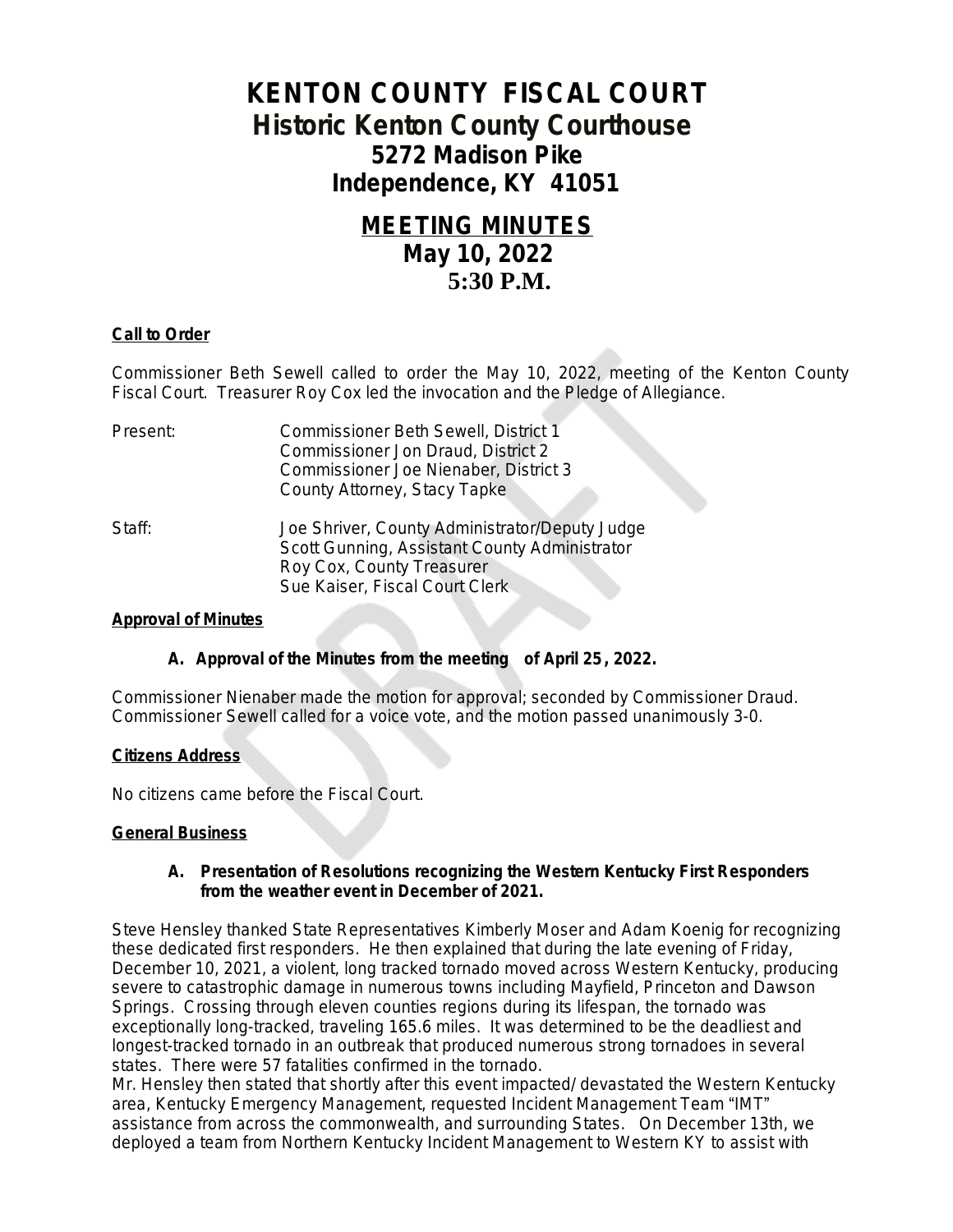# KENTON COUNTY FISCAL COURT
## Historic Kenton County Courthouse
### 5272 Madison Pike
### Independence, KY 41051

## MEETING MINUTES
### May 10, 2022
### 5:30 P.M.

**Call to Order**

Commissioner Beth Sewell called to order the May 10, 2022, meeting of the Kenton County Fiscal Court. Treasurer Roy Cox led the invocation and the Pledge of Allegiance.

Present: Commissioner Beth Sewell, District 1
Commissioner Jon Draud, District 2
Commissioner Joe Nienaber, District 3
County Attorney, Stacy Tapke

Staff: Joe Shriver, County Administrator/Deputy Judge
Scott Gunning, Assistant County Administrator
Roy Cox, County Treasurer
Sue Kaiser, Fiscal Court Clerk

**Approval of Minutes**

**A. Approval of the Minutes from the meeting of April 25, 2022.**

Commissioner Nienaber made the motion for approval; seconded by Commissioner Draud. Commissioner Sewell called for a voice vote, and the motion passed unanimously 3-0.

**Citizens Address**

No citizens came before the Fiscal Court.

**General Business**

**A. Presentation of Resolutions recognizing the Western Kentucky First Responders from the weather event in December of 2021.**

Steve Hensley thanked State Representatives Kimberly Moser and Adam Koenig for recognizing these dedicated first responders. He then explained that during the late evening of Friday, December 10, 2021, a violent, long tracked tornado moved across Western Kentucky, producing severe to catastrophic damage in numerous towns including Mayfield, Princeton and Dawson Springs. Crossing through eleven counties regions during its lifespan, the tornado was exceptionally long-tracked, traveling 165.6 miles. It was determined to be the deadliest and longest-tracked tornado in an outbreak that produced numerous strong tornadoes in several states. There were 57 fatalities confirmed in the tornado.

Mr. Hensley then stated that shortly after this event impacted/ devastated the Western Kentucky area, Kentucky Emergency Management, requested Incident Management Team "IMT" assistance from across the commonwealth, and surrounding States. On December 13th, we deployed a team from Northern Kentucky Incident Management to Western KY to assist with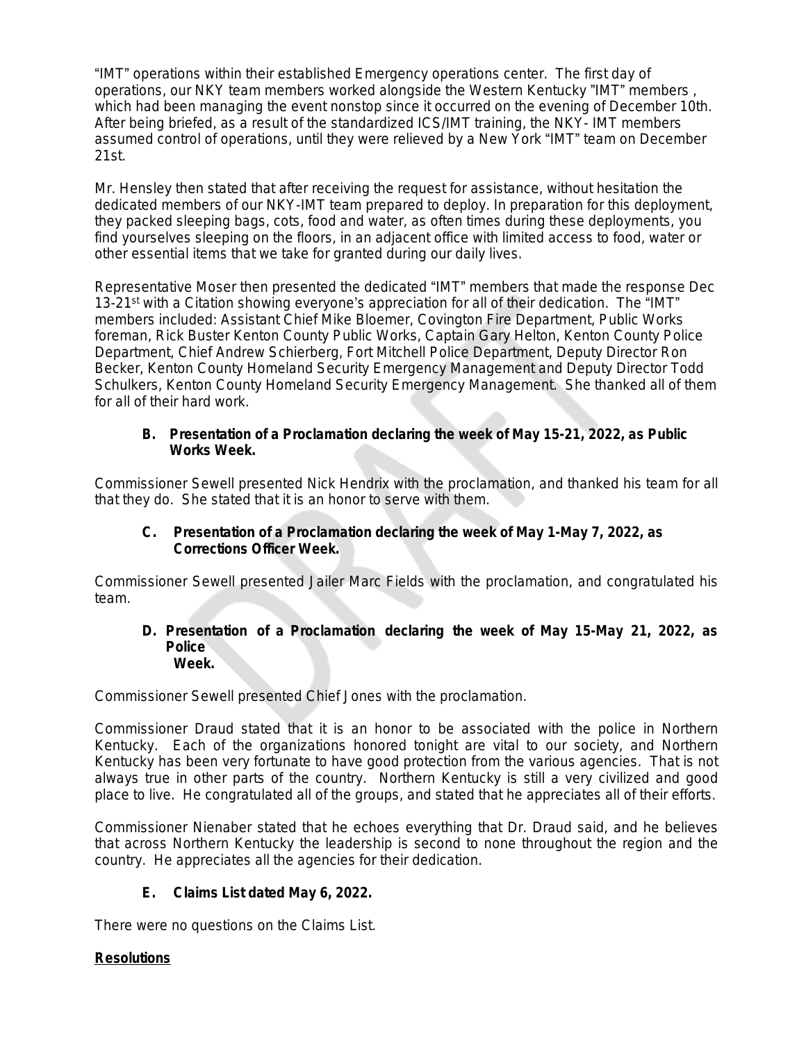"IMT" operations within their established Emergency operations center. The first day of operations, our NKY team members worked alongside the Western Kentucky "IMT" members , which had been managing the event nonstop since it occurred on the evening of December 10th. After being briefed, as a result of the standardized ICS/IMT training, the NKY- IMT members assumed control of operations, until they were relieved by a New York "IMT" team on December 21st.

Mr. Hensley then stated that after receiving the request for assistance, without hesitation the dedicated members of our NKY-IMT team prepared to deploy. In preparation for this deployment, they packed sleeping bags, cots, food and water, as often times during these deployments, you find yourselves sleeping on the floors, in an adjacent office with limited access to food, water or other essential items that we take for granted during our daily lives.

Representative Moser then presented the dedicated "IMT" members that made the response Dec 13-21st with a Citation showing everyone's appreciation for all of their dedication. The "IMT" members included: Assistant Chief Mike Bloemer, Covington Fire Department, Public Works foreman, Rick Buster Kenton County Public Works, Captain Gary Helton, Kenton County Police Department, Chief Andrew Schierberg, Fort Mitchell Police Department, Deputy Director Ron Becker, Kenton County Homeland Security Emergency Management and Deputy Director Todd Schulkers, Kenton County Homeland Security Emergency Management. She thanked all of them for all of their hard work.

**B. Presentation of a Proclamation declaring the week of May 15-21, 2022, as Public Works Week.**

Commissioner Sewell presented Nick Hendrix with the proclamation, and thanked his team for all that they do. She stated that it is an honor to serve with them.

**C. Presentation of a Proclamation declaring the week of May 1-May 7, 2022, as Corrections Officer Week.**

Commissioner Sewell presented Jailer Marc Fields with the proclamation, and congratulated his team.

**D. Presentation of a Proclamation declaring the week of May 15-May 21, 2022, as Police Week.**

Commissioner Sewell presented Chief Jones with the proclamation.

Commissioner Draud stated that it is an honor to be associated with the police in Northern Kentucky. Each of the organizations honored tonight are vital to our society, and Northern Kentucky has been very fortunate to have good protection from the various agencies. That is not always true in other parts of the country. Northern Kentucky is still a very civilized and good place to live. He congratulated all of the groups, and stated that he appreciates all of their efforts.

Commissioner Nienaber stated that he echoes everything that Dr. Draud said, and he believes that across Northern Kentucky the leadership is second to none throughout the region and the country. He appreciates all the agencies for their dedication.

**E. Claims List dated May 6, 2022.**

There were no questions on the Claims List.

**Resolutions**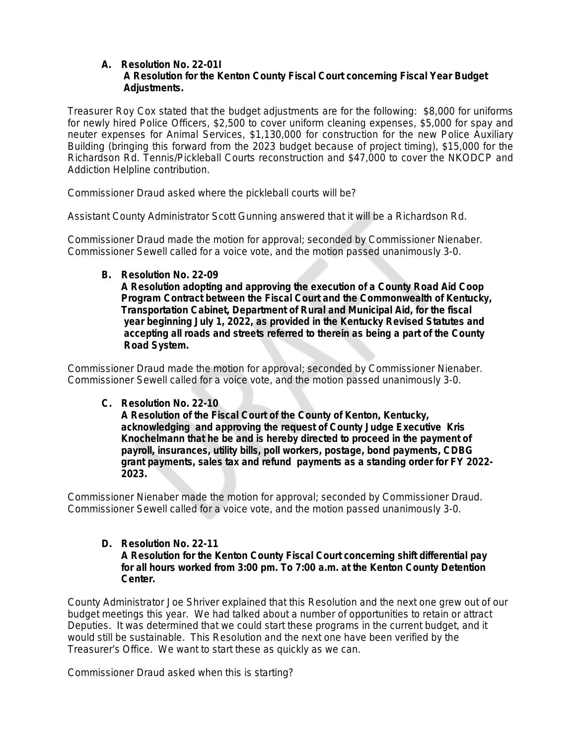**A. Resolution No. 22-01I**
**A Resolution for the Kenton County Fiscal Court concerning Fiscal Year Budget Adjustments.**

Treasurer Roy Cox stated that the budget adjustments are for the following: $8,000 for uniforms for newly hired Police Officers, $2,500 to cover uniform cleaning expenses, $5,000 for spay and neuter expenses for Animal Services, $1,130,000 for construction for the new Police Auxiliary Building (bringing this forward from the 2023 budget because of project timing), $15,000 for the Richardson Rd. Tennis/Pickleball Courts reconstruction and $47,000 to cover the NKODCP and Addiction Helpline contribution.

Commissioner Draud asked where the pickleball courts will be?

Assistant County Administrator Scott Gunning answered that it will be a Richardson Rd.

Commissioner Draud made the motion for approval; seconded by Commissioner Nienaber. Commissioner Sewell called for a voice vote, and the motion passed unanimously 3-0.

**B. Resolution No. 22-09**
**A Resolution adopting and approving the execution of a County Road Aid Coop Program Contract between the Fiscal Court and the Commonwealth of Kentucky, Transportation Cabinet, Department of Rural and Municipal Aid, for the fiscal year beginning July 1, 2022, as provided in the Kentucky Revised Statutes and accepting all roads and streets referred to therein as being a part of the County Road System.**

Commissioner Draud made the motion for approval; seconded by Commissioner Nienaber. Commissioner Sewell called for a voice vote, and the motion passed unanimously 3-0.

**C. Resolution No. 22-10**
**A Resolution of the Fiscal Court of the County of Kenton, Kentucky, acknowledging and approving the request of County Judge Executive Kris Knochelmann that he be and is hereby directed to proceed in the payment of payroll, insurances, utility bills, poll workers, postage, bond payments, CDBG grant payments, sales tax and refund payments as a standing order for FY 2022-2023.**

Commissioner Nienaber made the motion for approval; seconded by Commissioner Draud. Commissioner Sewell called for a voice vote, and the motion passed unanimously 3-0.

**D. Resolution No. 22-11**
**A Resolution for the Kenton County Fiscal Court concerning shift differential pay for all hours worked from 3:00 pm. To 7:00 a.m. at the Kenton County Detention Center.**

County Administrator Joe Shriver explained that this Resolution and the next one grew out of our budget meetings this year. We had talked about a number of opportunities to retain or attract Deputies. It was determined that we could start these programs in the current budget, and it would still be sustainable. This Resolution and the next one have been verified by the Treasurer's Office. We want to start these as quickly as we can.

Commissioner Draud asked when this is starting?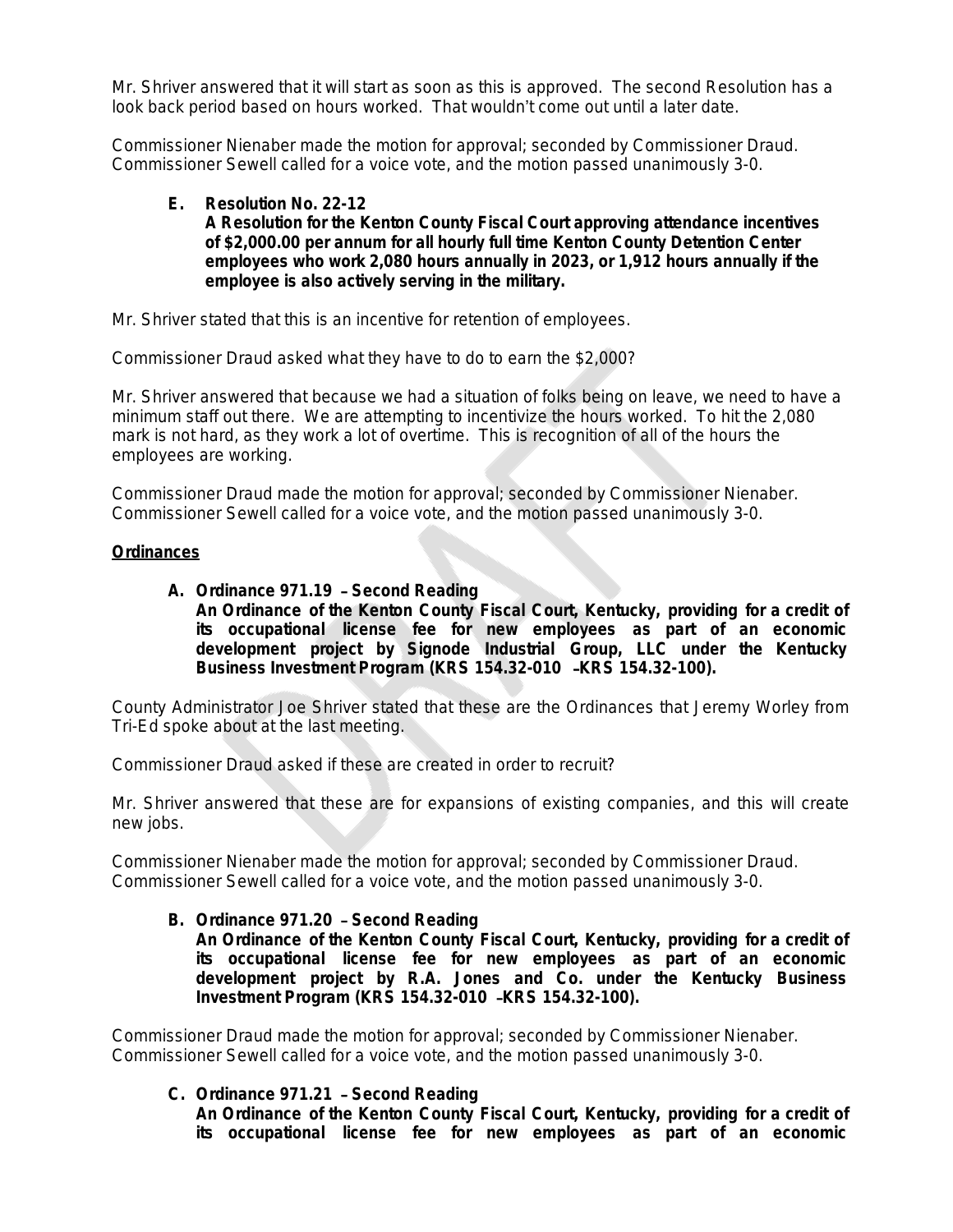Mr. Shriver answered that it will start as soon as this is approved. The second Resolution has a look back period based on hours worked. That wouldn't come out until a later date.

Commissioner Nienaber made the motion for approval; seconded by Commissioner Draud. Commissioner Sewell called for a voice vote, and the motion passed unanimously 3-0.

**E. Resolution No. 22-12**
**A Resolution for the Kenton County Fiscal Court approving attendance incentives of $2,000.00 per annum for all hourly full time Kenton County Detention Center employees who work 2,080 hours annually in 2023, or 1,912 hours annually if the employee is also actively serving in the military.**

Mr. Shriver stated that this is an incentive for retention of employees.

Commissioner Draud asked what they have to do to earn the $2,000?

Mr. Shriver answered that because we had a situation of folks being on leave, we need to have a minimum staff out there. We are attempting to incentivize the hours worked. To hit the 2,080 mark is not hard, as they work a lot of overtime. This is recognition of all of the hours the employees are working.

Commissioner Draud made the motion for approval; seconded by Commissioner Nienaber. Commissioner Sewell called for a voice vote, and the motion passed unanimously 3-0.

**<u>Ordinances</u>**

**A. Ordinance 971.19 – Second Reading**
**An Ordinance of the Kenton County Fiscal Court, Kentucky, providing for a credit of its occupational license fee for new employees as part of an economic development project by Signode Industrial Group, LLC under the Kentucky Business Investment Program (KRS 154.32-010 –KRS 154.32-100).**

County Administrator Joe Shriver stated that these are the Ordinances that Jeremy Worley from Tri-Ed spoke about at the last meeting.

Commissioner Draud asked if these are created in order to recruit?

Mr. Shriver answered that these are for expansions of existing companies, and this will create new jobs.

Commissioner Nienaber made the motion for approval; seconded by Commissioner Draud. Commissioner Sewell called for a voice vote, and the motion passed unanimously 3-0.

**B. Ordinance 971.20 – Second Reading**
**An Ordinance of the Kenton County Fiscal Court, Kentucky, providing for a credit of its occupational license fee for new employees as part of an economic development project by R.A. Jones and Co. under the Kentucky Business Investment Program (KRS 154.32-010 –KRS 154.32-100).**

Commissioner Draud made the motion for approval; seconded by Commissioner Nienaber. Commissioner Sewell called for a voice vote, and the motion passed unanimously 3-0.

**C. Ordinance 971.21 – Second Reading**
**An Ordinance of the Kenton County Fiscal Court, Kentucky, providing for a credit of its occupational license fee for new employees as part of an economic**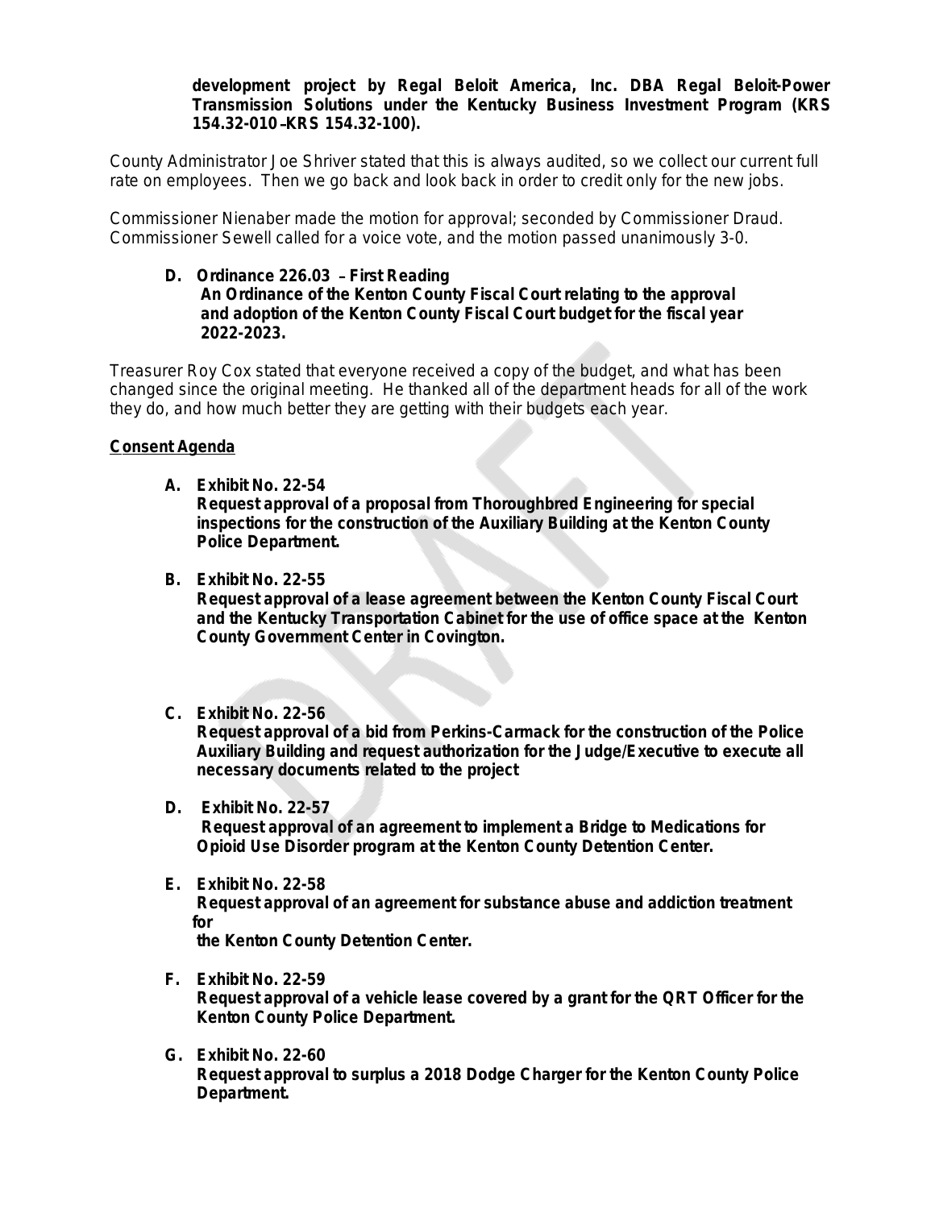**development project by Regal Beloit America, Inc. DBA Regal Beloit-Power Transmission Solutions under the Kentucky Business Investment Program (KRS 154.32-010–KRS 154.32-100).**

County Administrator Joe Shriver stated that this is always audited, so we collect our current full rate on employees. Then we go back and look back in order to credit only for the new jobs.

Commissioner Nienaber made the motion for approval; seconded by Commissioner Draud. Commissioner Sewell called for a voice vote, and the motion passed unanimously 3-0.

**D. Ordinance 226.03 – First Reading**
**An Ordinance of the Kenton County Fiscal Court relating to the approval and adoption of the Kenton County Fiscal Court budget for the fiscal year 2022-2023.**

Treasurer Roy Cox stated that everyone received a copy of the budget, and what has been changed since the original meeting. He thanked all of the department heads for all of the work they do, and how much better they are getting with their budgets each year.

**Consent Agenda**

**A. Exhibit No. 22-54**
**Request approval of a proposal from Thoroughbred Engineering for special inspections for the construction of the Auxiliary Building at the Kenton County Police Department.**

**B. Exhibit No. 22-55**
**Request approval of a lease agreement between the Kenton County Fiscal Court and the Kentucky Transportation Cabinet for the use of office space at the Kenton County Government Center in Covington.**

**C. Exhibit No. 22-56**
**Request approval of a bid from Perkins-Carmack for the construction of the Police Auxiliary Building and request authorization for the Judge/Executive to execute all necessary documents related to the project**

**D. Exhibit No. 22-57**
**Request approval of an agreement to implement a Bridge to Medications for Opioid Use Disorder program at the Kenton County Detention Center.**

**E. Exhibit No. 22-58**
**Request approval of an agreement for substance abuse and addiction treatment for the Kenton County Detention Center.**

**F. Exhibit No. 22-59**
**Request approval of a vehicle lease covered by a grant for the QRT Officer for the Kenton County Police Department.**

**G. Exhibit No. 22-60**
**Request approval to surplus a 2018 Dodge Charger for the Kenton County Police Department.**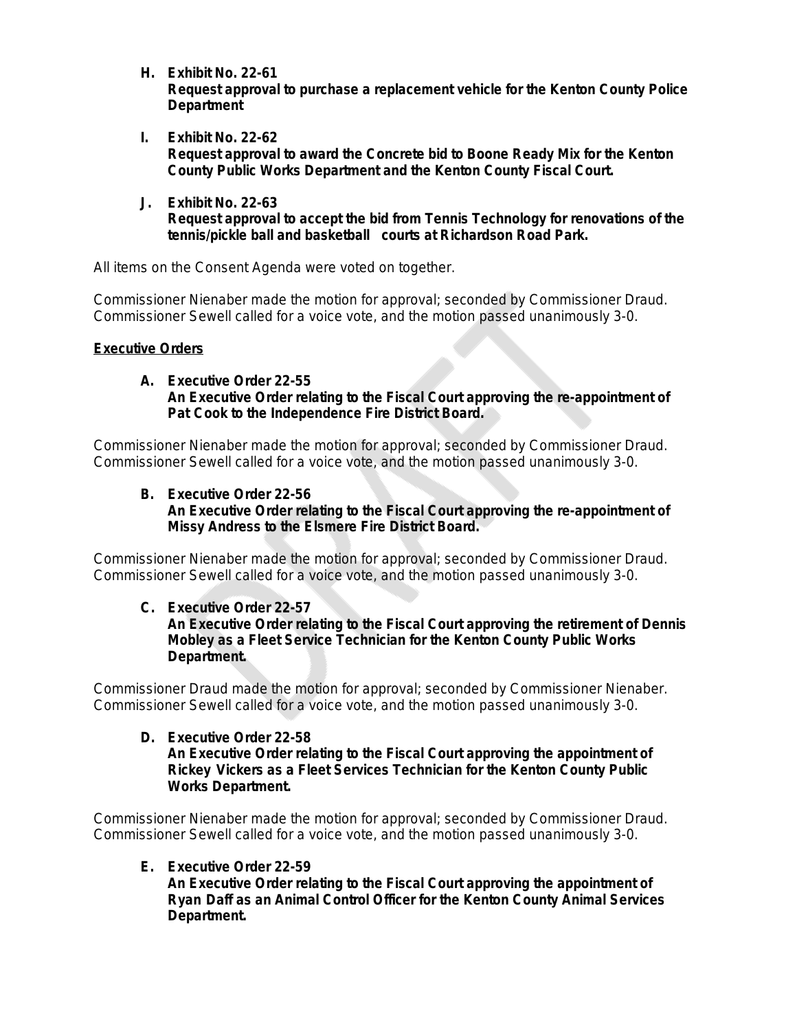H. **Exhibit No. 22-61**
   **Request approval to purchase a replacement vehicle for the Kenton County Police Department**

I. **Exhibit No. 22-62**
   **Request approval to award the Concrete bid to Boone Ready Mix for the Kenton County Public Works Department and the Kenton County Fiscal Court.**

J. **Exhibit No. 22-63**
   **Request approval to accept the bid from Tennis Technology for renovations of the tennis/pickle ball and basketball courts at Richardson Road Park.**

All items on the Consent Agenda were voted on together.

Commissioner Nienaber made the motion for approval; seconded by Commissioner Draud. Commissioner Sewell called for a voice vote, and the motion passed unanimously 3-0.

**Executive Orders**

A. **Executive Order 22-55**
   **An Executive Order relating to the Fiscal Court approving the re-appointment of Pat Cook to the Independence Fire District Board.**

Commissioner Nienaber made the motion for approval; seconded by Commissioner Draud. Commissioner Sewell called for a voice vote, and the motion passed unanimously 3-0.

B. **Executive Order 22-56**
   **An Executive Order relating to the Fiscal Court approving the re-appointment of Missy Andress to the Elsmere Fire District Board.**

Commissioner Nienaber made the motion for approval; seconded by Commissioner Draud. Commissioner Sewell called for a voice vote, and the motion passed unanimously 3-0.

C. **Executive Order 22-57**
   **An Executive Order relating to the Fiscal Court approving the retirement of Dennis Mobley as a Fleet Service Technician for the Kenton County Public Works Department.**

Commissioner Draud made the motion for approval; seconded by Commissioner Nienaber. Commissioner Sewell called for a voice vote, and the motion passed unanimously 3-0.

D. **Executive Order 22-58**
   **An Executive Order relating to the Fiscal Court approving the appointment of Rickey Vickers as a Fleet Services Technician for the Kenton County Public Works Department.**

Commissioner Nienaber made the motion for approval; seconded by Commissioner Draud. Commissioner Sewell called for a voice vote, and the motion passed unanimously 3-0.

E. **Executive Order 22-59**
   **An Executive Order relating to the Fiscal Court approving the appointment of Ryan Daff as an Animal Control Officer for the Kenton County Animal Services Department.**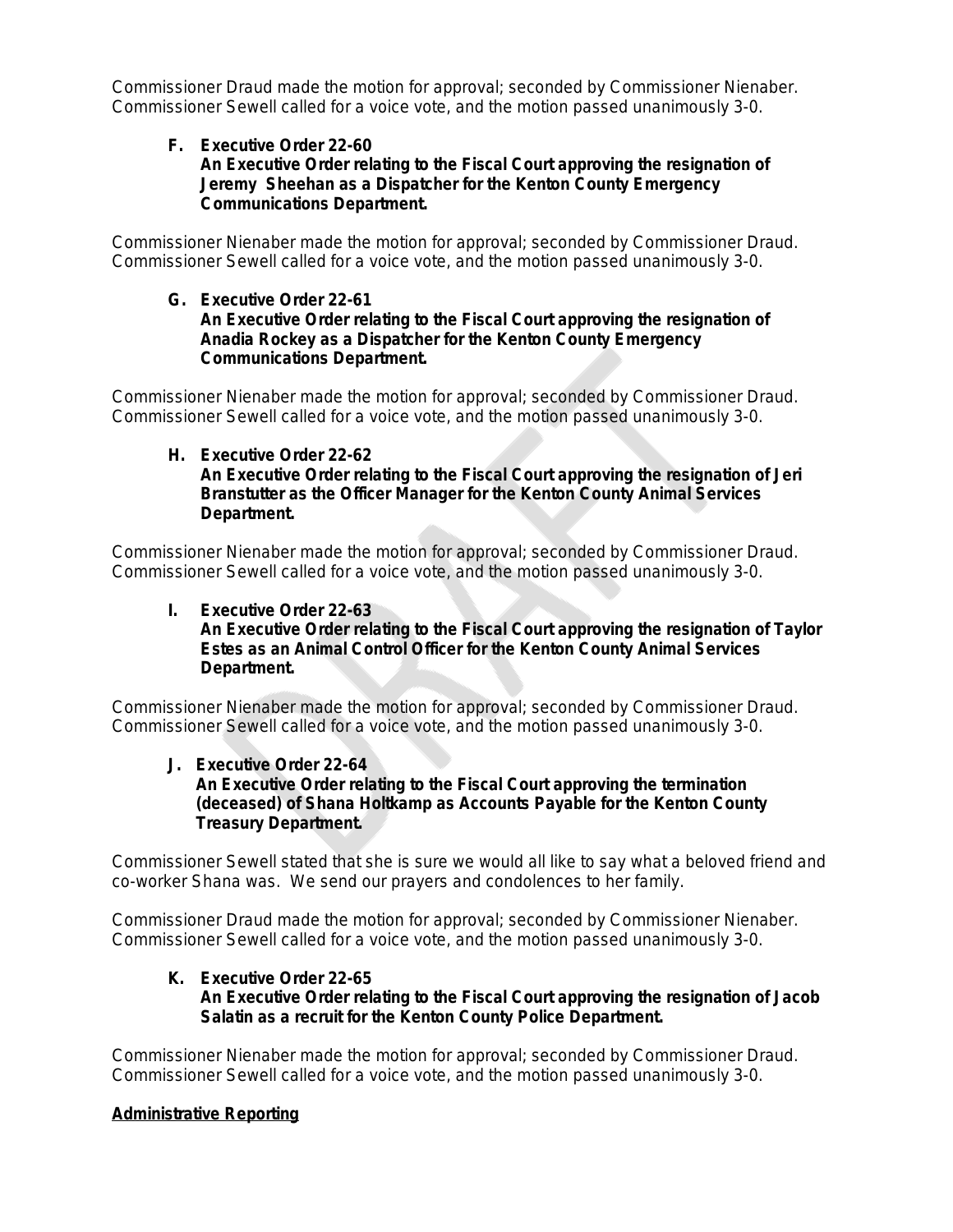Commissioner Draud made the motion for approval; seconded by Commissioner Nienaber. Commissioner Sewell called for a voice vote, and the motion passed unanimously 3-0.

**F. Executive Order 22-60**
**An Executive Order relating to the Fiscal Court approving the resignation of Jeremy Sheehan as a Dispatcher for the Kenton County Emergency Communications Department.**

Commissioner Nienaber made the motion for approval; seconded by Commissioner Draud. Commissioner Sewell called for a voice vote, and the motion passed unanimously 3-0.

**G. Executive Order 22-61**
**An Executive Order relating to the Fiscal Court approving the resignation of Anadia Rockey as a Dispatcher for the Kenton County Emergency Communications Department.**

Commissioner Nienaber made the motion for approval; seconded by Commissioner Draud. Commissioner Sewell called for a voice vote, and the motion passed unanimously 3-0.

**H. Executive Order 22-62**
**An Executive Order relating to the Fiscal Court approving the resignation of Jeri Branstutter as the Officer Manager for the Kenton County Animal Services Department.**

Commissioner Nienaber made the motion for approval; seconded by Commissioner Draud. Commissioner Sewell called for a voice vote, and the motion passed unanimously 3-0.

**I. Executive Order 22-63**
**An Executive Order relating to the Fiscal Court approving the resignation of Taylor Estes as an Animal Control Officer for the Kenton County Animal Services Department.**

Commissioner Nienaber made the motion for approval; seconded by Commissioner Draud. Commissioner Sewell called for a voice vote, and the motion passed unanimously 3-0.

**J. Executive Order 22-64**
**An Executive Order relating to the Fiscal Court approving the termination (deceased) of Shana Holtkamp as Accounts Payable for the Kenton County Treasury Department.**

Commissioner Sewell stated that she is sure we would all like to say what a beloved friend and co-worker Shana was. We send our prayers and condolences to her family.

Commissioner Draud made the motion for approval; seconded by Commissioner Nienaber. Commissioner Sewell called for a voice vote, and the motion passed unanimously 3-0.

**K. Executive Order 22-65**
**An Executive Order relating to the Fiscal Court approving the resignation of Jacob Salatin as a recruit for the Kenton County Police Department.**

Commissioner Nienaber made the motion for approval; seconded by Commissioner Draud. Commissioner Sewell called for a voice vote, and the motion passed unanimously 3-0.

**Administrative Reporting**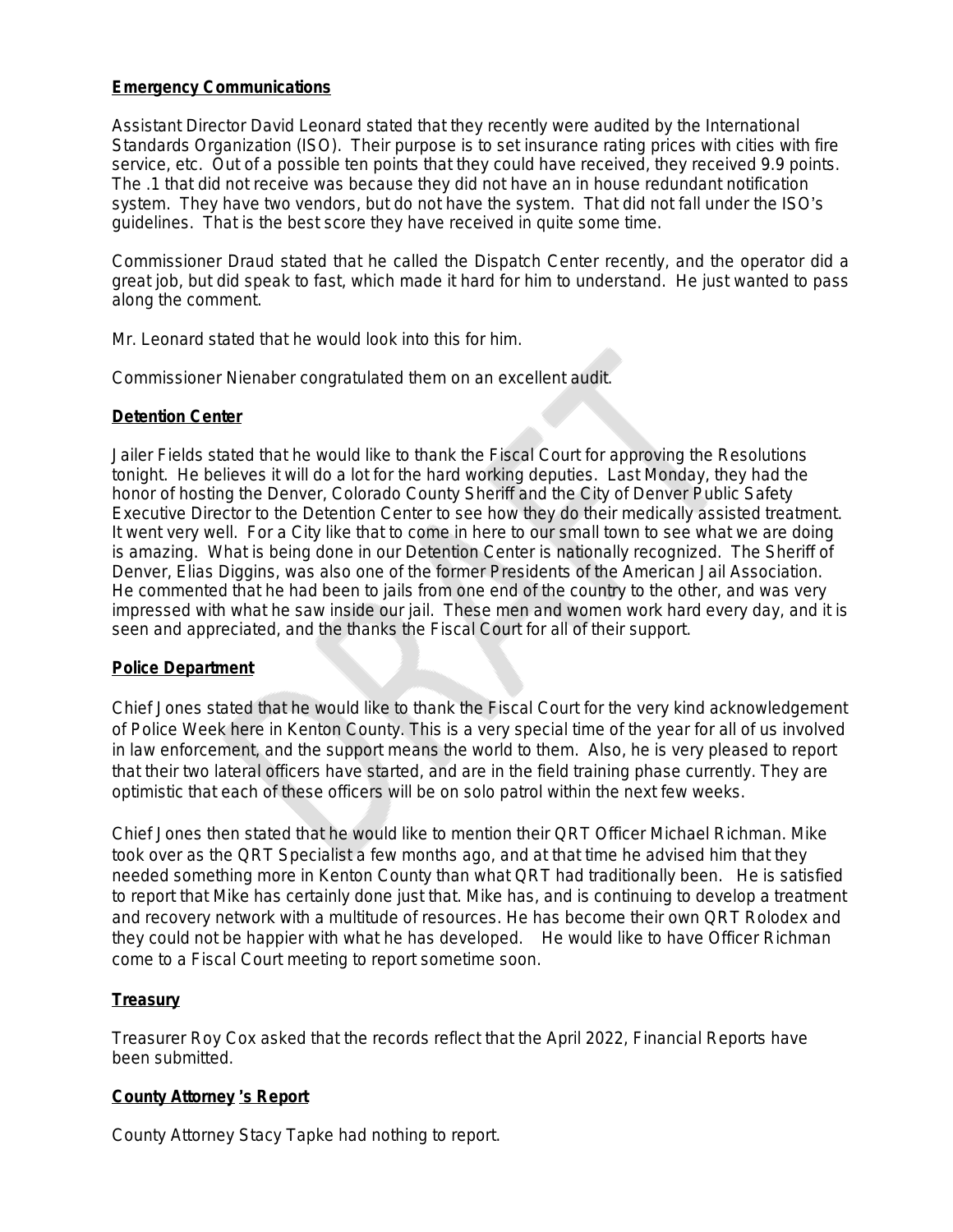**Emergency Communications**

Assistant Director David Leonard stated that they recently were audited by the International Standards Organization (ISO). Their purpose is to set insurance rating prices with cities with fire service, etc. Out of a possible ten points that they could have received, they received 9.9 points. The .1 that did not receive was because they did not have an in house redundant notification system. They have two vendors, but do not have the system. That did not fall under the ISO's guidelines. That is the best score they have received in quite some time.

Commissioner Draud stated that he called the Dispatch Center recently, and the operator did a great job, but did speak to fast, which made it hard for him to understand. He just wanted to pass along the comment.

Mr. Leonard stated that he would look into this for him.

Commissioner Nienaber congratulated them on an excellent audit.

**Detention Center**

Jailer Fields stated that he would like to thank the Fiscal Court for approving the Resolutions tonight. He believes it will do a lot for the hard working deputies. Last Monday, they had the honor of hosting the Denver, Colorado County Sheriff and the City of Denver Public Safety Executive Director to the Detention Center to see how they do their medically assisted treatment. It went very well. For a City like that to come in here to our small town to see what we are doing is amazing. What is being done in our Detention Center is nationally recognized. The Sheriff of Denver, Elias Diggins, was also one of the former Presidents of the American Jail Association. He commented that he had been to jails from one end of the country to the other, and was very impressed with what he saw inside our jail. These men and women work hard every day, and it is seen and appreciated, and the thanks the Fiscal Court for all of their support.

**Police Department**

Chief Jones stated that he would like to thank the Fiscal Court for the very kind acknowledgement of Police Week here in Kenton County. This is a very special time of the year for all of us involved in law enforcement, and the support means the world to them. Also, he is very pleased to report that their two lateral officers have started, and are in the field training phase currently. They are optimistic that each of these officers will be on solo patrol within the next few weeks.

Chief Jones then stated that he would like to mention their QRT Officer Michael Richman. Mike took over as the QRT Specialist a few months ago, and at that time he advised him that they needed something more in Kenton County than what QRT had traditionally been. He is satisfied to report that Mike has certainly done just that. Mike has, and is continuing to develop a treatment and recovery network with a multitude of resources. He has become their own QRT Rolodex and they could not be happier with what he has developed. He would like to have Officer Richman come to a Fiscal Court meeting to report sometime soon.

**Treasury**

Treasurer Roy Cox asked that the records reflect that the April 2022, Financial Reports have been submitted.

**County Attorney 's Report**

County Attorney Stacy Tapke had nothing to report.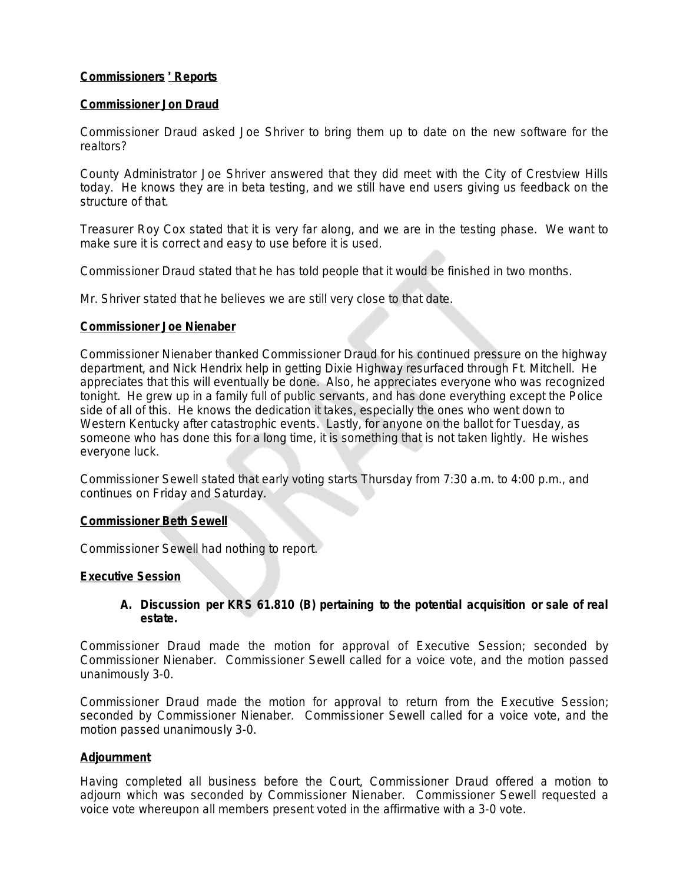**Commissioners ' Reports**

**Commissioner Jon Draud**

Commissioner Draud asked Joe Shriver to bring them up to date on the new software for the realtors?

County Administrator Joe Shriver answered that they did meet with the City of Crestview Hills today. He knows they are in beta testing, and we still have end users giving us feedback on the structure of that.

Treasurer Roy Cox stated that it is very far along, and we are in the testing phase. We want to make sure it is correct and easy to use before it is used.

Commissioner Draud stated that he has told people that it would be finished in two months.

Mr. Shriver stated that he believes we are still very close to that date.

**Commissioner Joe Nienaber**

Commissioner Nienaber thanked Commissioner Draud for his continued pressure on the highway department, and Nick Hendrix help in getting Dixie Highway resurfaced through Ft. Mitchell. He appreciates that this will eventually be done. Also, he appreciates everyone who was recognized tonight. He grew up in a family full of public servants, and has done everything except the Police side of all of this. He knows the dedication it takes, especially the ones who went down to Western Kentucky after catastrophic events. Lastly, for anyone on the ballot for Tuesday, as someone who has done this for a long time, it is something that is not taken lightly. He wishes everyone luck.

Commissioner Sewell stated that early voting starts Thursday from 7:30 a.m. to 4:00 p.m., and continues on Friday and Saturday.

**Commissioner Beth Sewell**

Commissioner Sewell had nothing to report.

**Executive Session**

**A. Discussion per KRS 61.810 (B) pertaining to the potential acquisition or sale of real estate.**

Commissioner Draud made the motion for approval of Executive Session; seconded by Commissioner Nienaber. Commissioner Sewell called for a voice vote, and the motion passed unanimously 3-0.

Commissioner Draud made the motion for approval to return from the Executive Session; seconded by Commissioner Nienaber. Commissioner Sewell called for a voice vote, and the motion passed unanimously 3-0.

**Adjournment**

Having completed all business before the Court, Commissioner Draud offered a motion to adjourn which was seconded by Commissioner Nienaber. Commissioner Sewell requested a voice vote whereupon all members present voted in the affirmative with a 3-0 vote.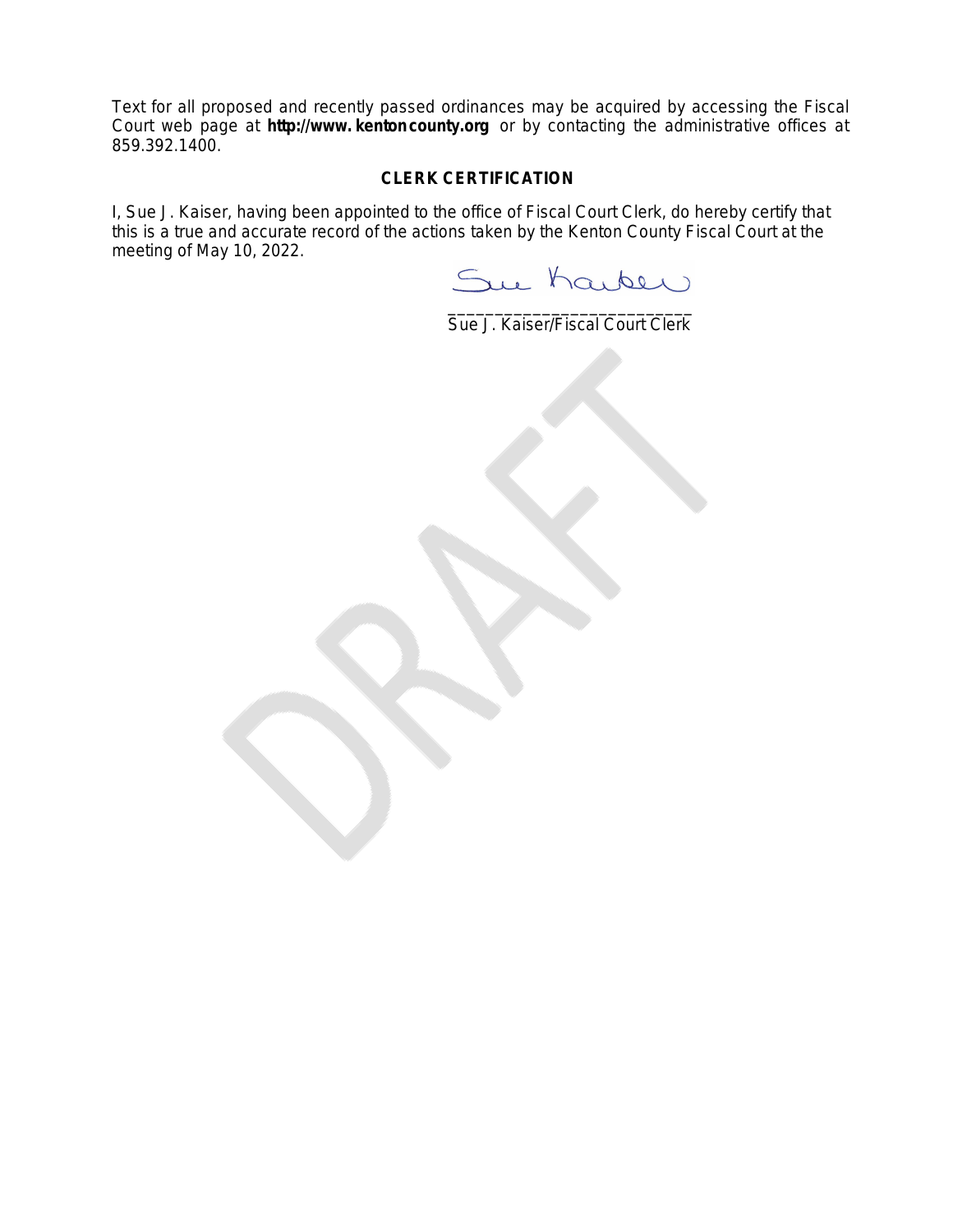Text for all proposed and recently passed ordinances may be acquired by accessing the Fiscal Court web page at **http://www.kentoncounty.org** or by contacting the administrative offices at 859.392.1400.

**CLERK CERTIFICATION**

I, Sue J. Kaiser, having been appointed to the office of Fiscal Court Clerk, do hereby certify that this is a true and accurate record of the actions taken by the Kenton County Fiscal Court at the meeting of May 10, 2022.

Sue Kaiser

_________________________

Sue J. Kaiser/Fiscal Court Clerk

DRAFT